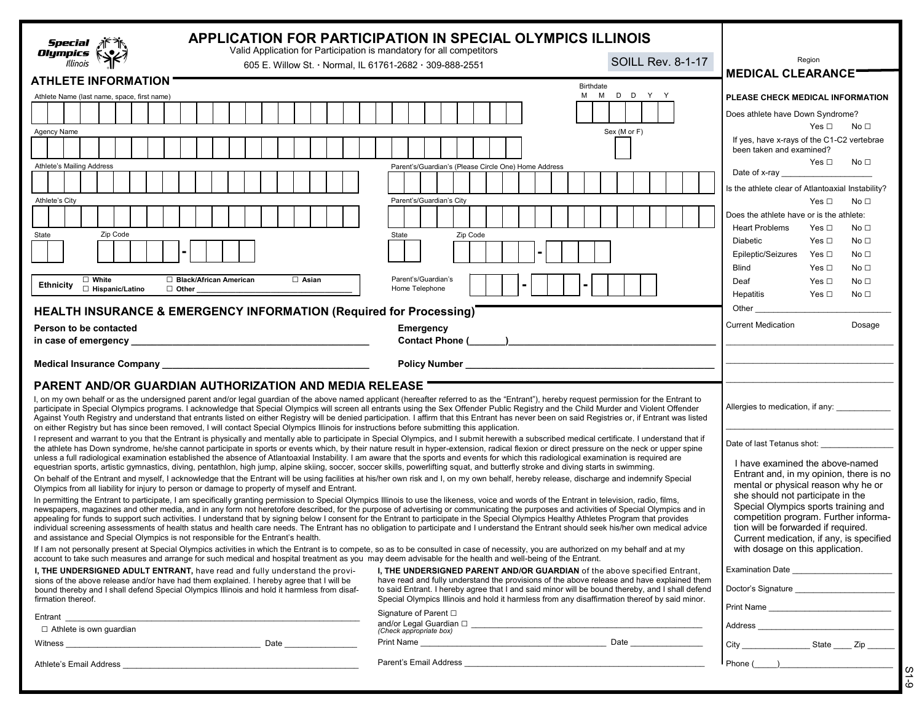Special Olympics Illinois

# APPLICATION FOR PARTICIPATION IN SPECIAL OLYMPICS ILLINOIS

Valid Application for Participation is mandatory for all competitors

605 E. Willow St. · Normal, IL 61761-2682 · 309-888-2551

SOILL Rev. 8-1-17

## ATHLETE INFORMATION

Athlete Name (last name, space, first name) ____________________

Birthdate M M D D Y Y ____________________

Agency Name ____________________

Sex (M or F) ____

Athlete's Mailing Address ____________________

Parent's/Guardian's (Please Circle One) Home Address ____________________

Athlete's City ____________________

Parent's/Guardian's City ____________________

State ____ Zip Code ________ - ______

State ____ Zip Code ________ - ______

Ethnicity ☐ White ☐ Black/African American ☐ Asian ☐ Hispanic/Latino ☐ Other ____________________

Parent's/Guardian's Home Telephone ______ - ______ - ______

## HEALTH INSURANCE & EMERGENCY INFORMATION (Required for Processing)

**Person to be contacted in case of emergency** ____________________

**Emergency Contact Phone (_______)** ____________________

**Medical Insurance Company** ____________________

**Policy Number** ____________________

## PARENT AND/OR GUARDIAN AUTHORIZATION AND MEDIA RELEASE

I, on my own behalf or as the undersigned parent and/or legal guardian of the above named applicant (hereafter referred to as the "Entrant"), hereby request permission for the Entrant to participate in Special Olympics programs. I acknowledge that Special Olympics will screen all entrants using the Sex Offender Public Registry and the Child Murder and Violent Offender Against Youth Registry and understand that entrants listed on either Registry will be denied participation. I affirm that this Entrant has never been on said Registries or, if Entrant was listed on either Registry but has since been removed, I will contact Special Olympics Illinois for instructions before submitting this application.

I represent and warrant to you that the Entrant is physically and mentally able to participate in Special Olympics, and I submit herewith a subscribed medical certificate. I understand that if the athlete has Down syndrome, he/she cannot participate in sports or events which, by their nature result in hyper-extension, radical flexion or direct pressure on the neck or upper spine unless a full radiological examination established the absence of Atlantoaxial Instability. I am aware that the sports and events for which this radiological examination is required are equestrian sports, artistic gymnastics, diving, pentathlon, high jump, alpine skiing, soccer, soccer skills, powerlifting squat, and butterfly stroke and diving starts in swimming.

On behalf of the Entrant and myself, I acknowledge that the Entrant will be using facilities at his/her own risk and I, on my own behalf, hereby release, discharge and indemnify Special Olympics from all liability for injury to person or damage to property of myself and Entrant.

In permitting the Entrant to participate, I am specifically granting permission to Special Olympics Illinois to use the likeness, voice and words of the Entrant in television, radio, films, newspapers, magazines and other media, and in any form not heretofore described, for the purpose of advertising or communicating the purposes and activities of Special Olympics and in appealing for funds to support such activities. I understand that by signing below I consent for the Entrant to participate in the Special Olympics Healthy Athletes Program that provides individual screening assessments of health status and health care needs. The Entrant has no obligation to participate and I understand the Entrant should seek his/her own medical advice and assistance and Special Olympics is not responsible for the Entrant's health.

If I am not personally present at Special Olympics activities in which the Entrant is to compete, so as to be consulted in case of necessity, you are authorized on my behalf and at my account to take such measures and arrange for such medical and hospital treatment as you may deem advisable for the health and well-being of the Entrant.

**I, THE UNDERSIGNED ADULT ENTRANT,** have read and fully understand the provisions of the above release and/or have had them explained. I hereby agree that I will be bound thereby and I shall defend Special Olympics Illinois and hold it harmless from disaffirmation thereof.

Entrant ____________________

☐ Athlete is own guardian

Witness ____________________ Date ____________

Athlete's Email Address ____________________

**I, THE UNDERSIGNED PARENT AND/OR GUARDIAN** of the above specified Entrant, have read and fully understand the provisions of the above release and have explained them to said Entrant. I hereby agree that I and said minor will be bound thereby, and I shall defend Special Olympics Illinois and hold it harmless from any disaffirmation thereof by said minor.

Signature of Parent ☐ and/or Legal Guardian ☐ ____________________
*(Check appropriate box)*

Print Name ____________________ Date ____________

Parent's Email Address ____________________

Region ____________

## MEDICAL CLEARANCE

**PLEASE CHECK MEDICAL INFORMATION**

Does athlete have Down Syndrome? Yes ☐ No ☐

If yes, have x-rays of the C1-C2 vertebrae been taken and examined? Yes ☐ No ☐

Date of x-ray ____________

Is the athlete clear of Atlantoaxial Instability? Yes ☐ No ☐

Does the athlete have or is the athlete:

| | Yes | No |
|---|---|---|
| Heart Problems | ☐ | ☐ |
| Diabetic | ☐ | ☐ |
| Epileptic/Seizures | ☐ | ☐ |
| Blind | ☐ | ☐ |
| Deaf | ☐ | ☐ |
| Hepatitis | ☐ | ☐ |

Other ____________________

Current Medication ____________ Dosage ____________

Allergies to medication, if any: ____________

Date of last Tetanus shot: ____________

I have examined the above-named Entrant and, in my opinion, there is no mental or physical reason why he or she should not participate in the Special Olympics sports training and competition program. Further information will be forwarded if required. Current medication, if any, is specified with dosage on this application.

Examination Date ____________

Doctor's Signature ____________

Print Name ____________

Address ____________

City ____________ State ____ Zip ______

Phone (_____) ____________

S1-9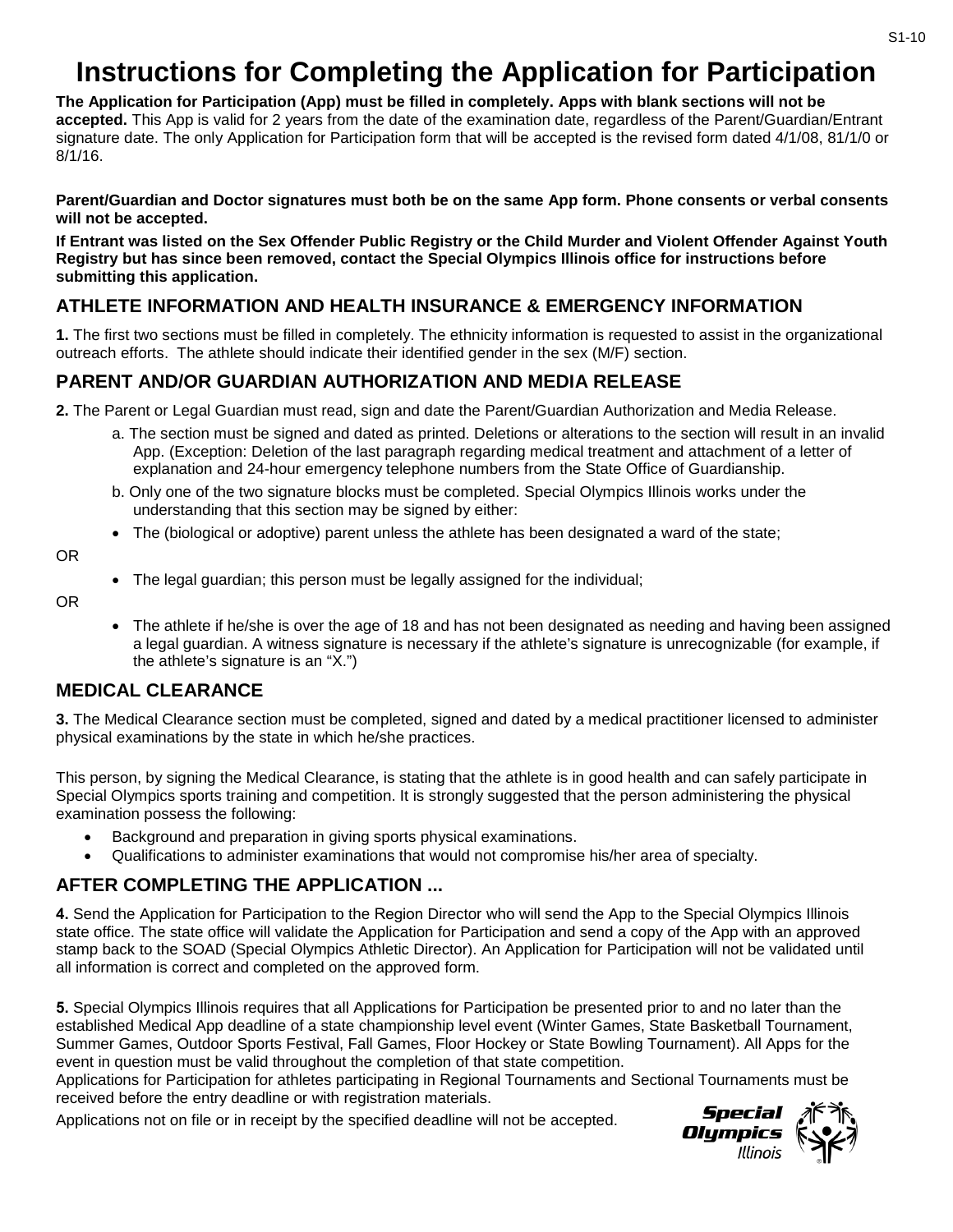# Instructions for Completing the Application for Participation

**The Application for Participation (App) must be filled in completely. Apps with blank sections will not be accepted.** This App is valid for 2 years from the date of the examination date, regardless of the Parent/Guardian/Entrant signature date. The only Application for Participation form that will be accepted is the revised form dated 4/1/08, 81/1/0 or 8/1/16.

**Parent/Guardian and Doctor signatures must both be on the same App form. Phone consents or verbal consents will not be accepted.**

**If Entrant was listed on the Sex Offender Public Registry or the Child Murder and Violent Offender Against Youth Registry but has since been removed, contact the Special Olympics Illinois office for instructions before submitting this application.**

## ATHLETE INFORMATION AND HEALTH INSURANCE & EMERGENCY INFORMATION

**1.** The first two sections must be filled in completely. The ethnicity information is requested to assist in the organizational outreach efforts. The athlete should indicate their identified gender in the sex (M/F) section.

## PARENT AND/OR GUARDIAN AUTHORIZATION AND MEDIA RELEASE

**2.** The Parent or Legal Guardian must read, sign and date the Parent/Guardian Authorization and Media Release.

a. The section must be signed and dated as printed. Deletions or alterations to the section will result in an invalid App. (Exception: Deletion of the last paragraph regarding medical treatment and attachment of a letter of explanation and 24-hour emergency telephone numbers from the State Office of Guardianship.

b. Only one of the two signature blocks must be completed. Special Olympics Illinois works under the understanding that this section may be signed by either:

- The (biological or adoptive) parent unless the athlete has been designated a ward of the state;

OR

- The legal guardian; this person must be legally assigned for the individual;

OR

- The athlete if he/she is over the age of 18 and has not been designated as needing and having been assigned a legal guardian. A witness signature is necessary if the athlete's signature is unrecognizable (for example, if the athlete's signature is an "X.")

## MEDICAL CLEARANCE

**3.** The Medical Clearance section must be completed, signed and dated by a medical practitioner licensed to administer physical examinations by the state in which he/she practices.

This person, by signing the Medical Clearance, is stating that the athlete is in good health and can safely participate in Special Olympics sports training and competition. It is strongly suggested that the person administering the physical examination possess the following:

- Background and preparation in giving sports physical examinations.
- Qualifications to administer examinations that would not compromise his/her area of specialty.

## AFTER COMPLETING THE APPLICATION ...

**4.** Send the Application for Participation to the Region Director who will send the App to the Special Olympics Illinois state office. The state office will validate the Application for Participation and send a copy of the App with an approved stamp back to the SOAD (Special Olympics Athletic Director). An Application for Participation will not be validated until all information is correct and completed on the approved form.

**5.** Special Olympics Illinois requires that all Applications for Participation be presented prior to and no later than the established Medical App deadline of a state championship level event (Winter Games, State Basketball Tournament, Summer Games, Outdoor Sports Festival, Fall Games, Floor Hockey or State Bowling Tournament). All Apps for the event in question must be valid throughout the completion of that state competition.
Applications for Participation for athletes participating in Regional Tournaments and Sectional Tournaments must be received before the entry deadline or with registration materials.

Applications not on file or in receipt by the specified deadline will not be accepted.

Special Olympics Illinois